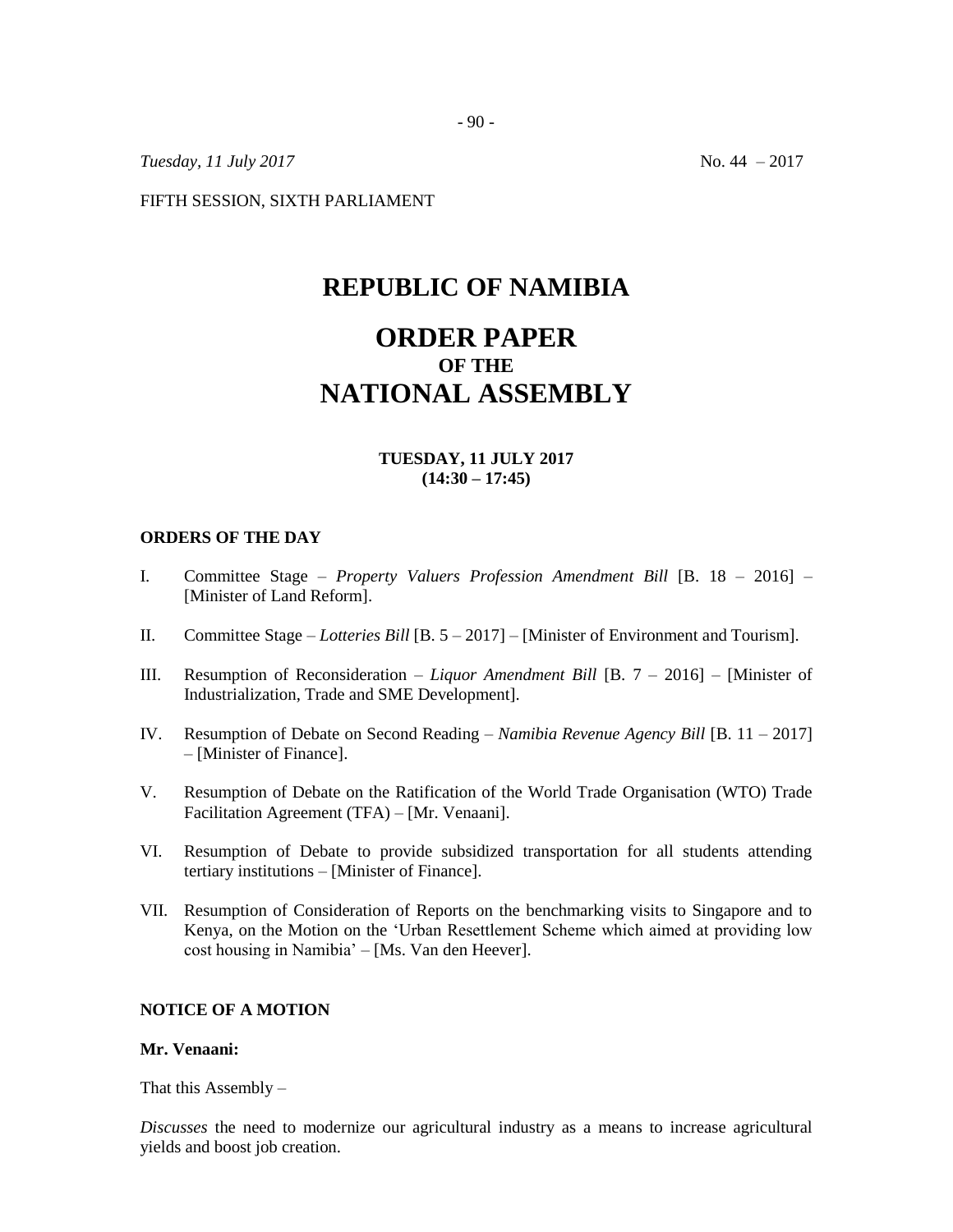*Tuesday, 11 July 2017* No. 44 – 2017

FIFTH SESSION, SIXTH PARLIAMENT

# REPUBLIC OF NAMIBIA

# ORDER PAPER
## OF THE
# NATIONAL ASSEMBLY

**TUESDAY, 11 JULY 2017**
**(14:30 – 17:45)**

### ORDERS OF THE DAY

I. Committee Stage – *Property Valuers Profession Amendment Bill* [B. 18 – 2016] – [Minister of Land Reform].

II. Committee Stage – *Lotteries Bill* [B. 5 – 2017] – [Minister of Environment and Tourism].

III. Resumption of Reconsideration – *Liquor Amendment Bill* [B. 7 – 2016] – [Minister of Industrialization, Trade and SME Development].

IV. Resumption of Debate on Second Reading – *Namibia Revenue Agency Bill* [B. 11 – 2017] – [Minister of Finance].

V. Resumption of Debate on the Ratification of the World Trade Organisation (WTO) Trade Facilitation Agreement (TFA) – [Mr. Venaani].

VI. Resumption of Debate to provide subsidized transportation for all students attending tertiary institutions – [Minister of Finance].

VII. Resumption of Consideration of Reports on the benchmarking visits to Singapore and to Kenya, on the Motion on the 'Urban Resettlement Scheme which aimed at providing low cost housing in Namibia' – [Ms. Van den Heever].

### NOTICE OF A MOTION

**Mr. Venaani:**

That this Assembly –

*Discusses* the need to modernize our agricultural industry as a means to increase agricultural yields and boost job creation.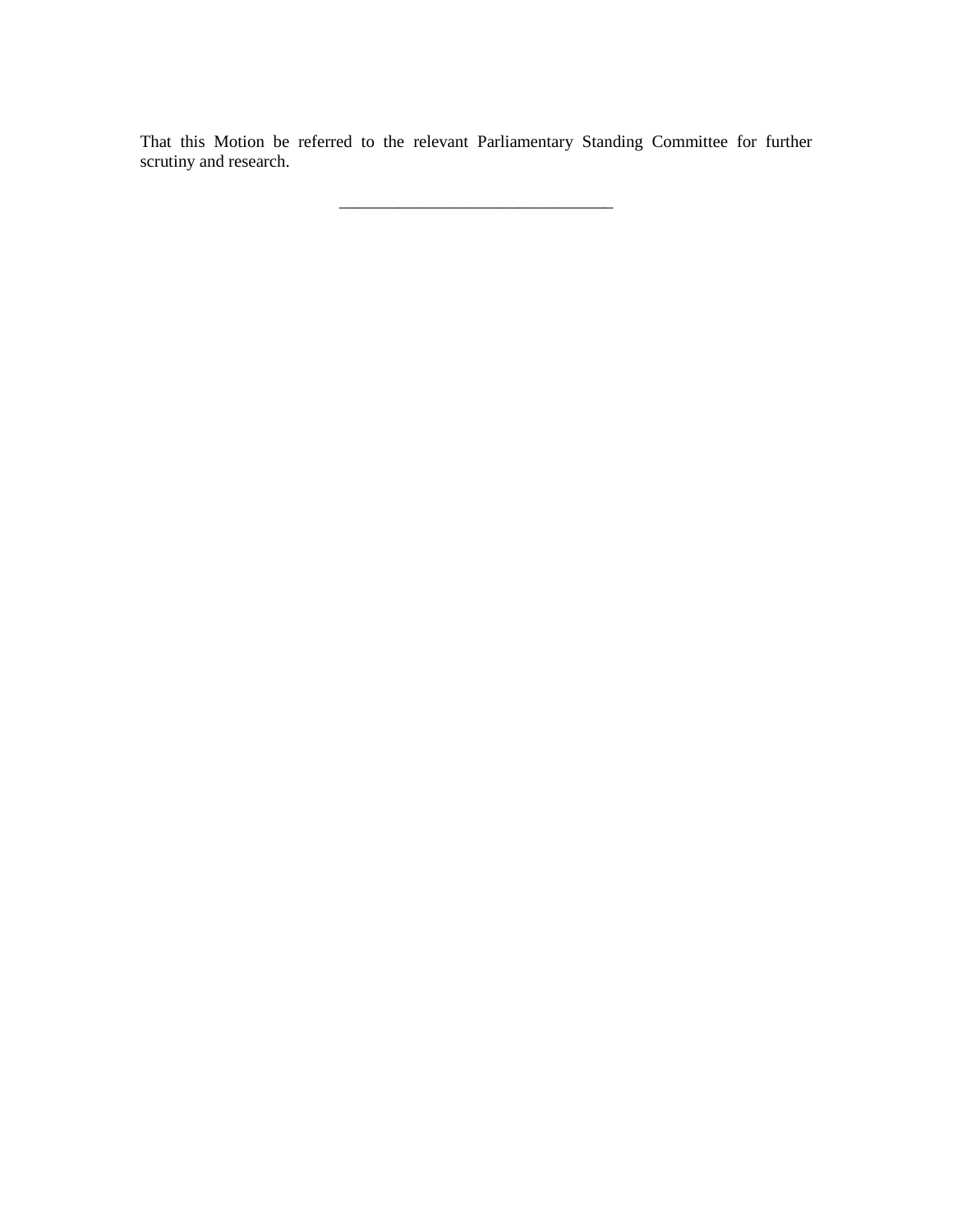That this Motion be referred to the relevant Parliamentary Standing Committee for further scrutiny and research.

---